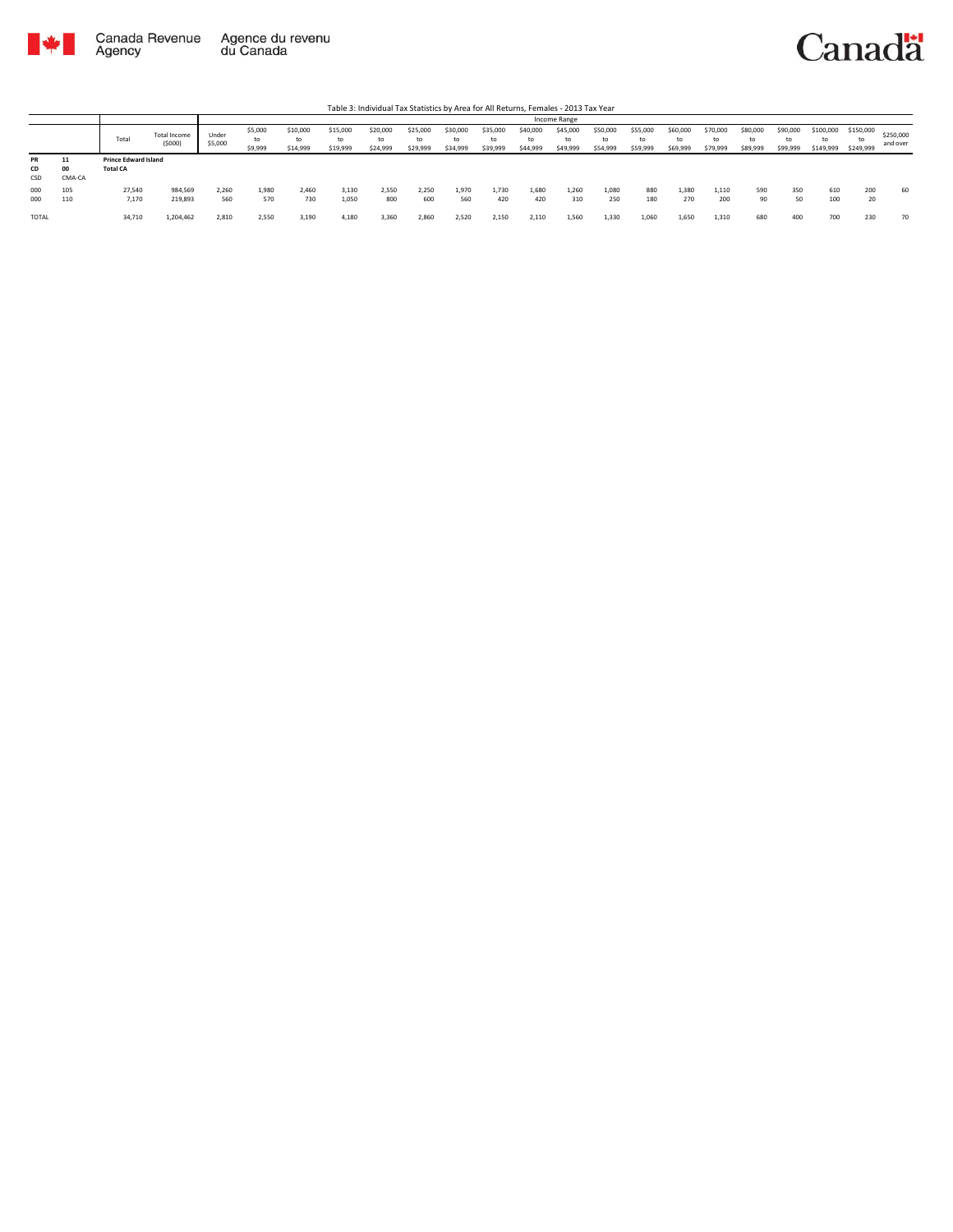Canada Revenue Agency / Agence du revenu du Canada

Canada

Table 3: Individual Tax Statistics by Area for All Returns, Females - 2013 Tax Year

| | | Total | Total Income ($000) | Income Range | | | | | | | | | | | | | | | | | | | | |
|---|---|---|---|---|---|---|---|---|---|---|---|---|---|---|---|---|---|---|---|---|---|---|---|---|
| | | | | Under $5,000 | $5,000 to $9,999 | $10,000 to $14,999 | $15,000 to $19,999 | $20,000 to $24,999 | $25,000 to $29,999 | $30,000 to $34,999 | $35,000 to $39,999 | $40,000 to $44,999 | $45,000 to $49,999 | $50,000 to $54,999 | $55,000 to $59,999 | $60,000 to $69,999 | $70,000 to $79,999 | $80,000 to $89,999 | $90,000 to $99,999 | $100,000 to $149,999 | $150,000 to $249,999 | $250,000 and over |
| PR | 11 | Prince Edward Island | | | | | | | | | | | | | | | | | | | | |
| CD | 00 | Total CA | | | | | | | | | | | | | | | | | | | | |
| CSD | CMA-CA | | | | | | | | | | | | | | | | | | | | | |
| 000 | 105 | 27,540 | 984,569 | 2,260 | 1,980 | 2,460 | 3,130 | 2,550 | 2,250 | 1,970 | 1,730 | 1,680 | 1,260 | 1,080 | 880 | 1,380 | 1,110 | 590 | 350 | 610 | 200 | 60 |
| 000 | 110 | 7,170 | 219,893 | 560 | 570 | 730 | 1,050 | 800 | 600 | 560 | 420 | 420 | 310 | 250 | 180 | 270 | 200 | 90 | 50 | 100 | 20 | |
| TOTAL | | 34,710 | 1,204,462 | 2,810 | 2,550 | 3,190 | 4,180 | 3,360 | 2,860 | 2,520 | 2,150 | 2,110 | 1,560 | 1,330 | 1,060 | 1,650 | 1,310 | 680 | 400 | 700 | 230 | 70 |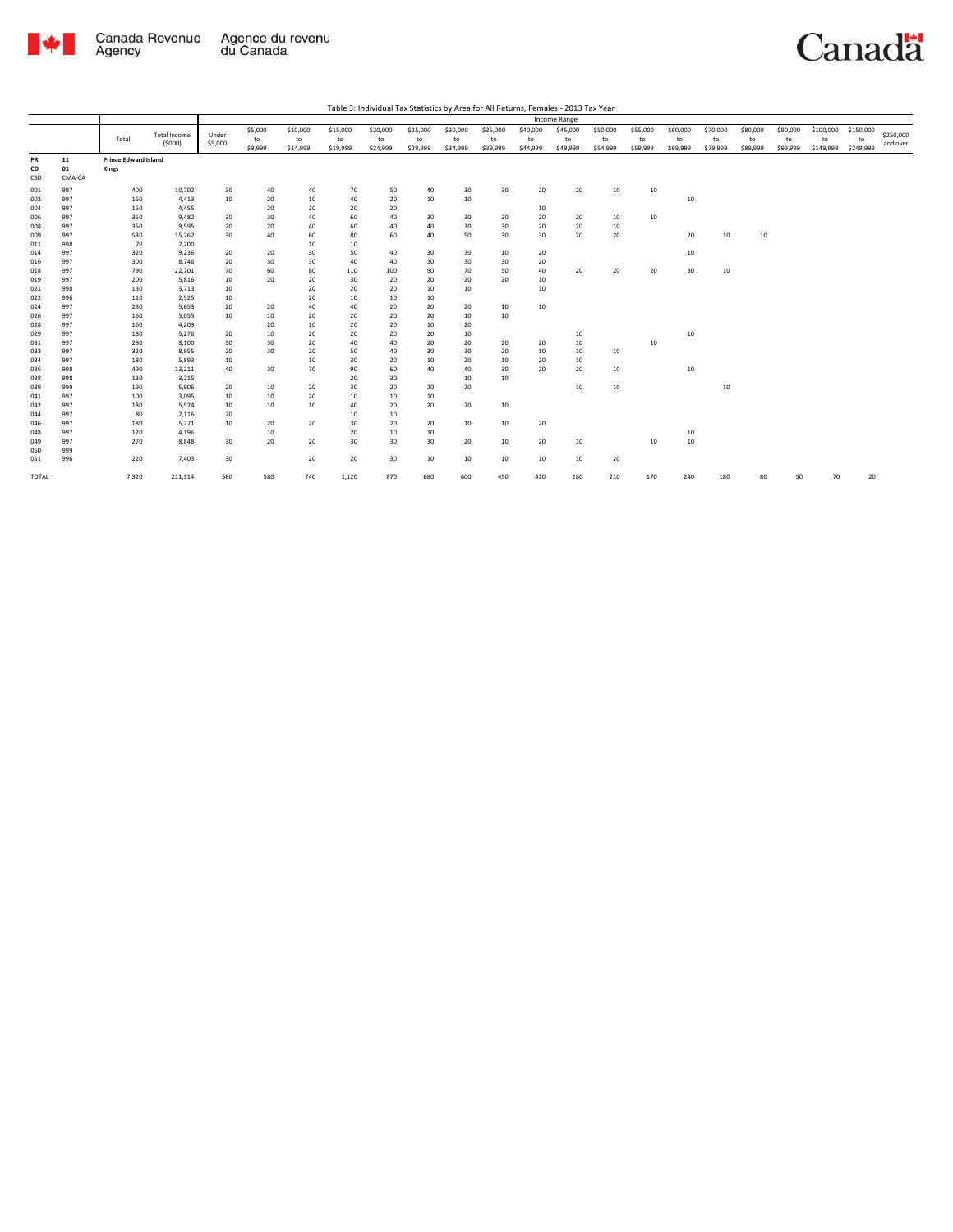Table 3: Individual Tax Statistics by Area for All Returns, Females - 2013 Tax Year

| | | Total | Total Income ($000) | Income Range | | | | | | | | | | | | | | | | | | |
|---|---|---|---|---|---|---|---|---|---|---|---|---|---|---|---|---|---|---|---|---|---|---|
| | | | | Under $5,000 | $5,000 to $9,999 | $10,000 to $14,999 | $15,000 to $19,999 | $20,000 to $24,999 | $25,000 to $29,999 | $30,000 to $34,999 | $35,000 to $39,999 | $40,000 to $44,999 | $45,000 to $49,999 | $50,000 to $54,999 | $55,000 to $59,999 | $60,000 to $69,999 | $70,000 to $79,999 | $80,000 to $89,999 | $90,000 to $99,999 | $100,000 to $149,999 | $150,000 to $249,999 | $250,000 and over |
| **PR** | **11** | **Prince Edward Island** | | | | | | | | | | | | | | | | | | | | |
| **CD** | **01** | **Kings** | | | | | | | | | | | | | | | | | | | | |
| CSD | CMA-CA | | | | | | | | | | | | | | | | | | | | | |
| 001 | 997 | 400 | 10,702 | 30 | 40 | 40 | 70 | 50 | 40 | 30 | 30 | 20 | 20 | 10 | 10 | | | | | | | |
| 002 | 997 | 160 | 4,413 | 10 | 20 | 10 | 40 | 20 | 10 | 10 | | | | | | 10 | | | | | | |
| 004 | 997 | 150 | 4,455 | | 20 | 20 | 20 | 20 | | | | 10 | | | | | | | | | | |
| 006 | 997 | 350 | 9,482 | 30 | 30 | 40 | 60 | 40 | 30 | 30 | 20 | 20 | 20 | 10 | 10 | | | | | | | |
| 008 | 997 | 350 | 9,595 | 20 | 20 | 40 | 60 | 40 | 40 | 30 | 30 | 20 | 20 | 10 | | | | | | | | |
| 009 | 997 | 530 | 15,262 | 30 | 40 | 60 | 80 | 60 | 40 | 50 | 30 | 30 | 20 | 20 | | 20 | 10 | 10 | | | | |
| 011 | 998 | 70 | 2,200 | | | 10 | 10 | | | | | | | | | | | | | | | |
| 014 | 997 | 320 | 9,236 | 20 | 20 | 30 | 50 | 40 | 30 | 30 | 10 | 20 | | | | 10 | | | | | | |
| 016 | 997 | 300 | 8,746 | 20 | 30 | 30 | 40 | 40 | 30 | 30 | 30 | 20 | | | | | | | | | | |
| 018 | 997 | 790 | 22,701 | 70 | 60 | 80 | 110 | 100 | 90 | 70 | 50 | 40 | 20 | 20 | 20 | 30 | 10 | | | | | |
| 019 | 997 | 200 | 5,816 | 10 | 20 | 20 | 30 | 20 | 20 | 20 | 20 | 10 | | | | | | | | | | |
| 021 | 998 | 130 | 3,713 | 10 | | 20 | 20 | 20 | 10 | 10 | | 10 | | | | | | | | | | |
| 022 | 996 | 110 | 2,525 | 10 | | 20 | 10 | 10 | 10 | | | | | | | | | | | | | |
| 024 | 997 | 230 | 5,653 | 20 | 20 | 40 | 40 | 20 | 20 | 20 | 10 | 10 | | | | | | | | | | |
| 026 | 997 | 160 | 5,055 | 10 | 10 | 20 | 20 | 20 | 20 | 10 | 10 | | | | | | | | | | | |
| 028 | 997 | 160 | 4,203 | | 20 | 10 | 20 | 20 | 10 | 20 | | | | | | | | | | | | |
| 029 | 997 | 180 | 5,276 | 20 | 10 | 20 | 20 | 20 | 20 | 10 | | | 10 | | | 10 | | | | | | |
| 031 | 997 | 280 | 8,100 | 30 | 30 | 20 | 40 | 40 | 20 | 20 | 20 | 20 | 10 | | 10 | | | | | | | |
| 032 | 997 | 320 | 8,955 | 20 | 30 | 20 | 50 | 40 | 30 | 30 | 20 | 10 | 10 | 10 | | | | | | | | |
| 034 | 997 | 180 | 5,893 | 10 | | 10 | 30 | 20 | 10 | 20 | 10 | 20 | 10 | | | | | | | | | |
| 036 | 998 | 490 | 13,211 | 40 | 30 | 70 | 90 | 60 | 40 | 40 | 30 | 20 | 20 | 10 | | 10 | | | | | | |
| 038 | 998 | 130 | 3,715 | | | | 20 | 30 | | 10 | 10 | | | | | | | | | | | |
| 039 | 999 | 190 | 5,906 | 20 | 10 | 20 | 30 | 20 | 20 | 20 | | | 10 | 10 | | | 10 | | | | | |
| 041 | 997 | 100 | 3,095 | 10 | 10 | 20 | 10 | 10 | 10 | | | | | | | | | | | | | |
| 042 | 997 | 180 | 5,574 | 10 | 10 | 10 | 40 | 20 | 20 | 20 | 10 | | | | | | | | | | | |
| 044 | 997 | 80 | 2,116 | 20 | | | 10 | 10 | | | | | | | | | | | | | | |
| 046 | 997 | 180 | 5,271 | 10 | 20 | 20 | 30 | 20 | 20 | 10 | 10 | 20 | | | | | | | | | | |
| 048 | 997 | 120 | 4,196 | | 10 | | 20 | 10 | 10 | | | | | | | 10 | | | | | | |
| 049 | 997 | 270 | 8,848 | 30 | 20 | 20 | 30 | 30 | 30 | 20 | 10 | 20 | 10 | | 10 | 10 | | | | | | |
| 050 | 999 | | | | | | | | | | | | | | | | | | | | | |
| 051 | 996 | 220 | 7,403 | 30 | | 20 | 20 | 30 | 10 | 10 | 10 | 10 | 10 | 20 | | | | | | | | |
| TOTAL | | 7,320 | 211,314 | 580 | 580 | 740 | 1,120 | 870 | 680 | 600 | 450 | 410 | 280 | 210 | 170 | 240 | 180 | 80 | 50 | 70 | 20 | |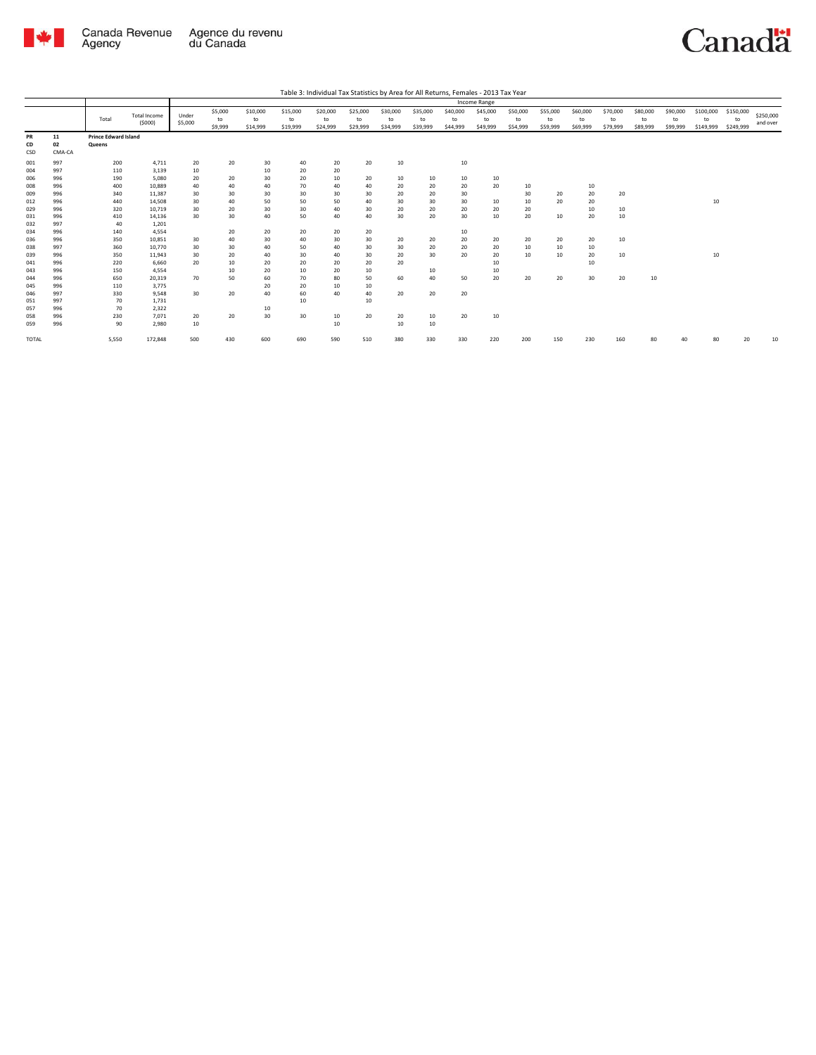Table 3: Individual Tax Statistics by Area for All Returns, Females - 2013 Tax Year

| | | | | Income Range | | | | | | | | | | | | | | | | | | |
|---|---|---|---|---|---|---|---|---|---|---|---|---|---|---|---|---|---|---|---|---|---|---|
| | | Total | Total Income ($000) | Under $5,000 | $5,000 to $9,999 | $10,000 to $14,999 | $15,000 to $19,999 | $20,000 to $24,999 | $25,000 to $29,999 | $30,000 to $34,999 | $35,000 to $39,999 | $40,000 to $44,999 | $45,000 to $49,999 | $50,000 to $54,999 | $55,000 to $59,999 | $60,000 to $69,999 | $70,000 to $79,999 | $80,000 to $89,999 | $90,000 to $99,999 | $100,000 to $149,999 | $150,000 to $249,999 | $250,000 and over |
| **PR** | **11** | **Prince Edward Island** | | | | | | | | | | | | | | | | | | | | |
| **CD** | **02** | **Queens** | | | | | | | | | | | | | | | | | | | | |
| CSD | CMA-CA | | | | | | | | | | | | | | | | | | | | | |
| 001 | 997 | 200 | 4,711 | 20 | 20 | 30 | 40 | 20 | 20 | 10 | | 10 | | | | | | | | | | |
| 004 | 997 | 110 | 3,139 | 10 | | 10 | 20 | 20 | | | | | | | | | | | | | | |
| 006 | 996 | 190 | 5,080 | 20 | 20 | 30 | 20 | 10 | 20 | 10 | 10 | 10 | 10 | | | | | | | | | |
| 008 | 996 | 400 | 10,889 | 40 | 40 | 40 | 70 | 40 | 40 | 20 | 20 | 20 | 20 | 10 | | 10 | | | | | | |
| 009 | 996 | 340 | 11,387 | 30 | 30 | 30 | 30 | 30 | 30 | 20 | 20 | 30 | | 30 | 20 | 20 | 20 | | | | | |
| 012 | 996 | 440 | 14,508 | 30 | 40 | 50 | 50 | 50 | 40 | 30 | 30 | 30 | 10 | 10 | 20 | 20 | | | | 10 | | |
| 029 | 996 | 320 | 10,719 | 30 | 20 | 30 | 30 | 40 | 30 | 20 | 20 | 20 | 20 | 20 | | 10 | 10 | | | | | |
| 031 | 996 | 410 | 14,136 | 30 | 30 | 40 | 50 | 40 | 40 | 30 | 20 | 30 | 10 | 20 | 10 | 20 | 10 | | | | | |
| 032 | 997 | 40 | 1,201 | | | | | | | | | | | | | | | | | | | |
| 034 | 996 | 140 | 4,554 | | 20 | 20 | 20 | 20 | 20 | | | 10 | | | | | | | | | | |
| 036 | 996 | 350 | 10,851 | 30 | 40 | 30 | 40 | 30 | 30 | 20 | 20 | 20 | 20 | 20 | 20 | 20 | 10 | | | | | |
| 038 | 997 | 360 | 10,770 | 30 | 30 | 40 | 50 | 40 | 30 | 30 | 20 | 20 | 20 | 10 | 10 | 10 | | | | | | |
| 039 | 996 | 350 | 11,943 | 30 | 20 | 40 | 30 | 40 | 30 | 20 | 30 | 20 | 20 | 10 | 10 | 20 | 10 | | | 10 | | |
| 041 | 996 | 220 | 6,660 | 20 | 10 | 20 | 20 | 20 | 20 | 20 | | | 10 | | | 10 | | | | | | |
| 043 | 996 | 150 | 4,554 | | 10 | 20 | 10 | 20 | 10 | | 10 | | 10 | | | | | | | | | |
| 044 | 996 | 650 | 20,319 | 70 | 50 | 60 | 70 | 80 | 50 | 60 | 40 | 50 | 20 | 20 | 20 | 30 | 20 | 10 | | | | |
| 045 | 996 | 110 | 3,775 | | | 20 | 20 | 10 | 10 | | | | | | | | | | | | | |
| 046 | 997 | 330 | 9,548 | 30 | 20 | 40 | 60 | 40 | 40 | 20 | 20 | 20 | | | | | | | | | | |
| 051 | 997 | 70 | 1,731 | | | | 10 | | 10 | | | | | | | | | | | | | |
| 057 | 996 | 70 | 2,322 | | | 10 | | | | | | | | | | | | | | | | |
| 058 | 996 | 230 | 7,071 | 20 | 20 | 30 | 30 | 10 | 20 | 20 | 10 | 20 | 10 | | | | | | | | | |
| 059 | 996 | 90 | 2,980 | 10 | | | | 10 | | 10 | 10 | | | | | | | | | | | |
| TOTAL | | 5,550 | 172,848 | 500 | 430 | 600 | 690 | 590 | 510 | 380 | 330 | 330 | 220 | 200 | 150 | 230 | 160 | 80 | 40 | 80 | 20 | 10 |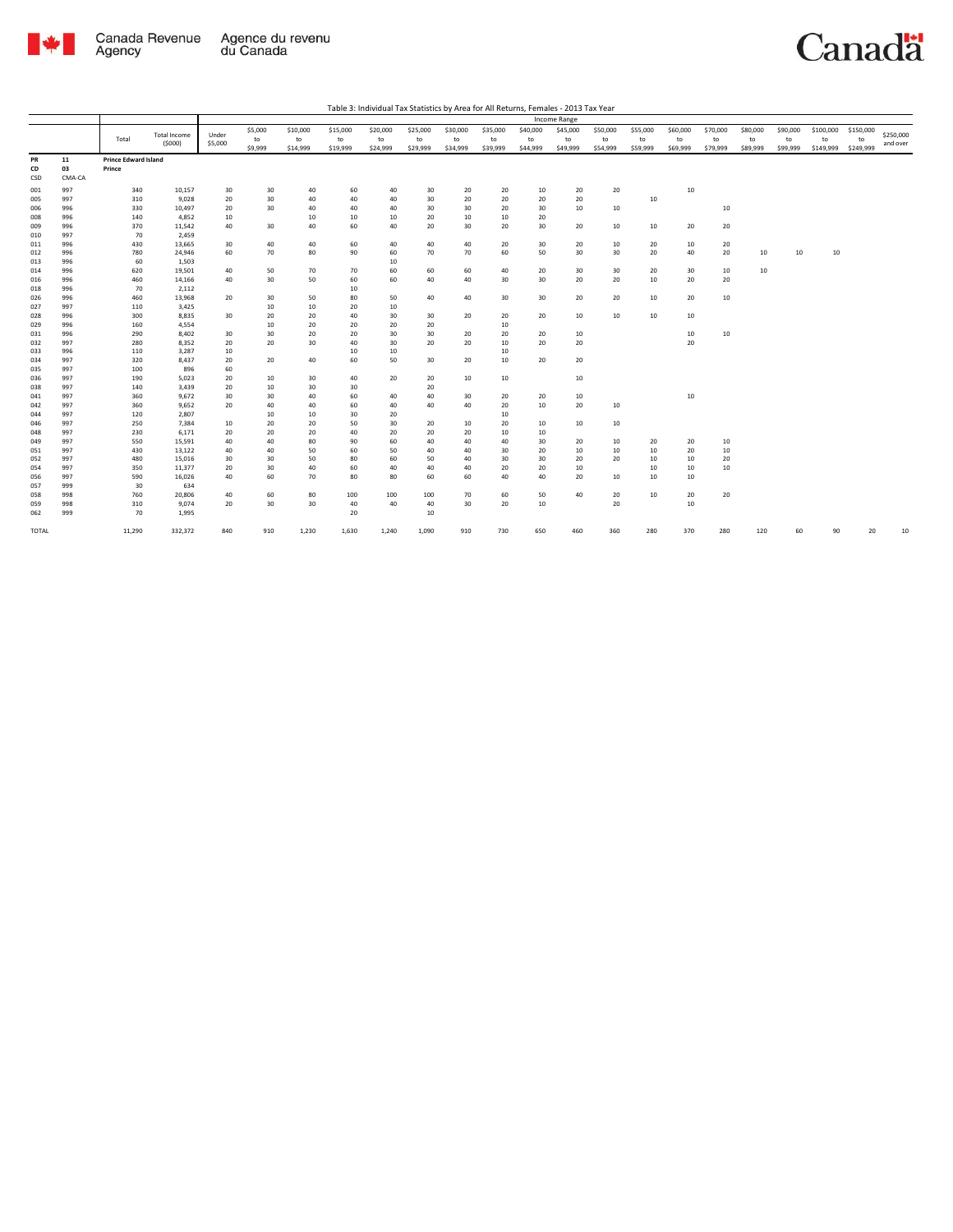Table 3: Individual Tax Statistics by Area for All Returns, Females - 2013 Tax Year

| | | Total | Total Income ($000) | Income Range | | | | | | | | | | | | | | | | | | |
|---|---|---|---|---|---|---|---|---|---|---|---|---|---|---|---|---|---|---|---|---|---|---|
| | | | | Under $5,000 | $5,000 to $9,999 | $10,000 to $14,999 | $15,000 to $19,999 | $20,000 to $24,999 | $25,000 to $29,999 | $30,000 to $34,999 | $35,000 to $39,999 | $40,000 to $44,999 | $45,000 to $49,999 | $50,000 to $54,999 | $55,000 to $59,999 | $60,000 to $69,999 | $70,000 to $79,999 | $80,000 to $89,999 | $90,000 to $99,999 | $100,000 to $149,999 | $150,000 to $249,999 | $250,000 and over |
| **PR** | **11** | **Prince Edward Island** | | | | | | | | | | | | | | | | | | | | |
| **CD** | **03** | **Prince** | | | | | | | | | | | | | | | | | | | | |
| CSD | CMA-CA | | | | | | | | | | | | | | | | | | | | | |
| 001 | 997 | 340 | 10,157 | 30 | 30 | 40 | 60 | 40 | 30 | 20 | 20 | 10 | 20 | 20 | | 10 | | | | | | |
| 005 | 997 | 310 | 9,028 | 20 | 30 | 40 | 40 | 40 | 30 | 20 | 20 | 20 | 20 | | 10 | | | | | | | |
| 006 | 996 | 330 | 10,497 | 20 | 30 | 40 | 40 | 40 | 30 | 30 | 20 | 30 | 10 | 10 | | | 10 | | | | | |
| 008 | 996 | 140 | 4,852 | 10 | | 10 | 10 | 10 | 20 | 10 | 10 | 20 | | | | | | | | | | |
| 009 | 996 | 370 | 11,542 | 40 | 30 | 40 | 60 | 40 | 20 | 30 | 20 | 30 | 20 | 10 | 10 | 20 | 20 | | | | | |
| 010 | 997 | 70 | 2,459 | | | | | | | | | | | | | | | | | | | |
| 011 | 996 | 430 | 13,665 | 30 | 40 | 40 | 60 | 40 | 40 | 40 | 20 | 30 | 20 | 10 | 20 | 10 | 20 | | | | | |
| 012 | 996 | 780 | 24,946 | 60 | 70 | 80 | 90 | 60 | 70 | 70 | 60 | 50 | 30 | 30 | 20 | 40 | 20 | 10 | 10 | 10 | | |
| 013 | 996 | 60 | 1,503 | | | | | 10 | | | | | | | | | | | | | | |
| 014 | 996 | 620 | 19,501 | 40 | 50 | 70 | 70 | 60 | 60 | 60 | 40 | 20 | 30 | 30 | 20 | 30 | 10 | 10 | | | | |
| 016 | 996 | 460 | 14,166 | 40 | 30 | 50 | 60 | 60 | 40 | 40 | 30 | 30 | 20 | 20 | 10 | 20 | 20 | | | | | |
| 018 | 996 | 70 | 2,112 | | | | 10 | | | | | | | | | | | | | | | |
| 026 | 996 | 460 | 13,968 | 20 | 30 | 50 | 80 | 50 | 40 | 40 | 30 | 30 | 20 | 20 | 10 | 20 | 10 | | | | | |
| 027 | 997 | 110 | 3,425 | | 10 | 10 | 20 | 10 | | | | | | | | | | | | | | |
| 028 | 996 | 300 | 8,835 | 30 | 20 | 20 | 40 | 30 | 30 | 20 | 20 | 20 | 10 | 10 | 10 | 10 | | | | | | |
| 029 | 996 | 160 | 4,554 | | 10 | 20 | 20 | 20 | 20 | | 10 | | | | | | | | | | | |
| 031 | 996 | 290 | 8,402 | 30 | 30 | 20 | 20 | 30 | 30 | 20 | 20 | 20 | 10 | | | 10 | 10 | | | | | |
| 032 | 997 | 280 | 8,352 | 20 | 20 | 30 | 40 | 30 | 20 | 20 | 10 | 20 | 20 | | | 20 | | | | | | |
| 033 | 996 | 110 | 3,287 | 10 | | | 10 | 10 | | | 10 | | | | | | | | | | | |
| 034 | 997 | 320 | 8,437 | 20 | 20 | 40 | 60 | 50 | 30 | 20 | 10 | 20 | 20 | | | | | | | | | |
| 035 | 997 | 100 | 896 | 60 | | | | | | | | | | | | | | | | | | |
| 036 | 997 | 190 | 5,023 | 20 | 10 | 30 | 40 | 20 | 20 | 10 | 10 | | 10 | | | | | | | | | |
| 038 | 997 | 140 | 3,439 | 20 | 10 | 30 | 30 | | 20 | | | | | | | | | | | | | |
| 041 | 997 | 360 | 9,672 | 30 | 30 | 40 | 60 | 40 | 40 | 30 | 20 | 20 | 10 | | | 10 | | | | | | |
| 042 | 997 | 360 | 9,652 | 20 | 40 | 40 | 60 | 40 | 40 | 40 | 20 | 10 | 20 | 10 | | | | | | | | |
| 044 | 997 | 120 | 2,807 | | 10 | 10 | 30 | 20 | | | 10 | | | | | | | | | | | |
| 046 | 997 | 250 | 7,384 | 10 | 20 | 20 | 50 | 30 | 20 | 10 | 20 | 10 | 10 | 10 | | | | | | | | |
| 048 | 997 | 230 | 6,171 | 20 | 20 | 20 | 40 | 20 | 20 | 20 | 10 | 10 | | | | | | | | | | |
| 049 | 997 | 550 | 15,591 | 40 | 40 | 80 | 90 | 60 | 40 | 40 | 40 | 30 | 20 | 10 | 20 | 20 | 10 | | | | | |
| 051 | 997 | 430 | 13,122 | 40 | 40 | 50 | 60 | 50 | 40 | 40 | 30 | 20 | 10 | 10 | 10 | 20 | 10 | | | | | |
| 052 | 997 | 480 | 15,016 | 30 | 30 | 50 | 80 | 60 | 50 | 40 | 30 | 30 | 20 | 20 | 10 | 10 | 20 | | | | | |
| 054 | 997 | 350 | 11,377 | 20 | 30 | 40 | 60 | 40 | 40 | 40 | 20 | 20 | 10 | | 10 | 10 | 10 | | | | | |
| 056 | 997 | 590 | 16,026 | 40 | 60 | 70 | 80 | 80 | 60 | 60 | 40 | 40 | 20 | 10 | 10 | 10 | | | | | | |
| 057 | 999 | 30 | 634 | | | | | | | | | | | | | | | | | | | |
| 058 | 998 | 760 | 20,806 | 40 | 60 | 80 | 100 | 100 | 100 | 70 | 60 | 50 | 40 | 20 | 10 | 20 | 20 | | | | | |
| 059 | 998 | 310 | 9,074 | 20 | 30 | 30 | 40 | 40 | 40 | 30 | 20 | 10 | | 20 | | 10 | | | | | | |
| 062 | 999 | 70 | 1,995 | | | | 20 | | 10 | | | | | | | | | | | | | |
| TOTAL | | 11,290 | 332,372 | 840 | 910 | 1,230 | 1,630 | 1,240 | 1,090 | 910 | 730 | 650 | 460 | 360 | 280 | 370 | 280 | 120 | 60 | 90 | 20 | 10 |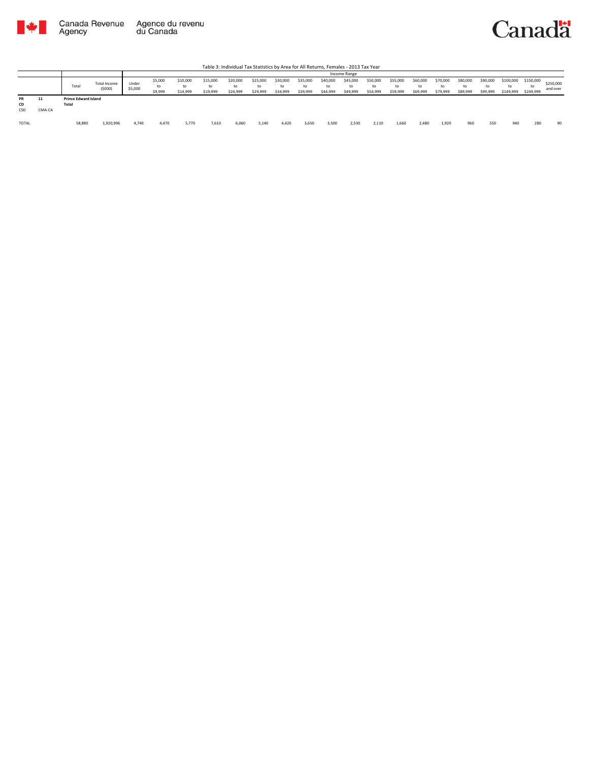Table 3: Individual Tax Statistics by Area for All Returns, Females - 2013 Tax Year

| | | Total | Total Income ($000) | Income Range | | | | | | | | | | | | | | | | | | | |
|---|---|---|---|---|---|---|---|---|---|---|---|---|---|---|---|---|---|---|---|---|---|---|---|
| | | | | Under $5,000 | $5,000 to $9,999 | $10,000 to $14,999 | $15,000 to $19,999 | $20,000 to $24,999 | $25,000 to $29,999 | $30,000 to $34,999 | $35,000 to $39,999 | $40,000 to $44,999 | $45,000 to $49,999 | $50,000 to $54,999 | $55,000 to $59,999 | $60,000 to $69,999 | $70,000 to $79,999 | $80,000 to $89,999 | $90,000 to $99,999 | $100,000 to $149,999 | $150,000 to $249,999 | $250,000 and over |
| PR | 11 | **Prince Edward Island** | | | | | | | | | | | | | | | | | | | | | |
| CD | | **Total** | | | | | | | | | | | | | | | | | | | | | |
| CSD | CMA-CA | | | | | | | | | | | | | | | | | | | | | | |
| TOTAL | | 58,880 | 1,920,996 | 4,740 | 4,470 | 5,770 | 7,610 | 6,060 | 5,140 | 4,420 | 3,650 | 3,500 | 2,530 | 2,110 | 1,660 | 2,480 | 1,920 | 960 | 550 | 940 | 280 | 90 |